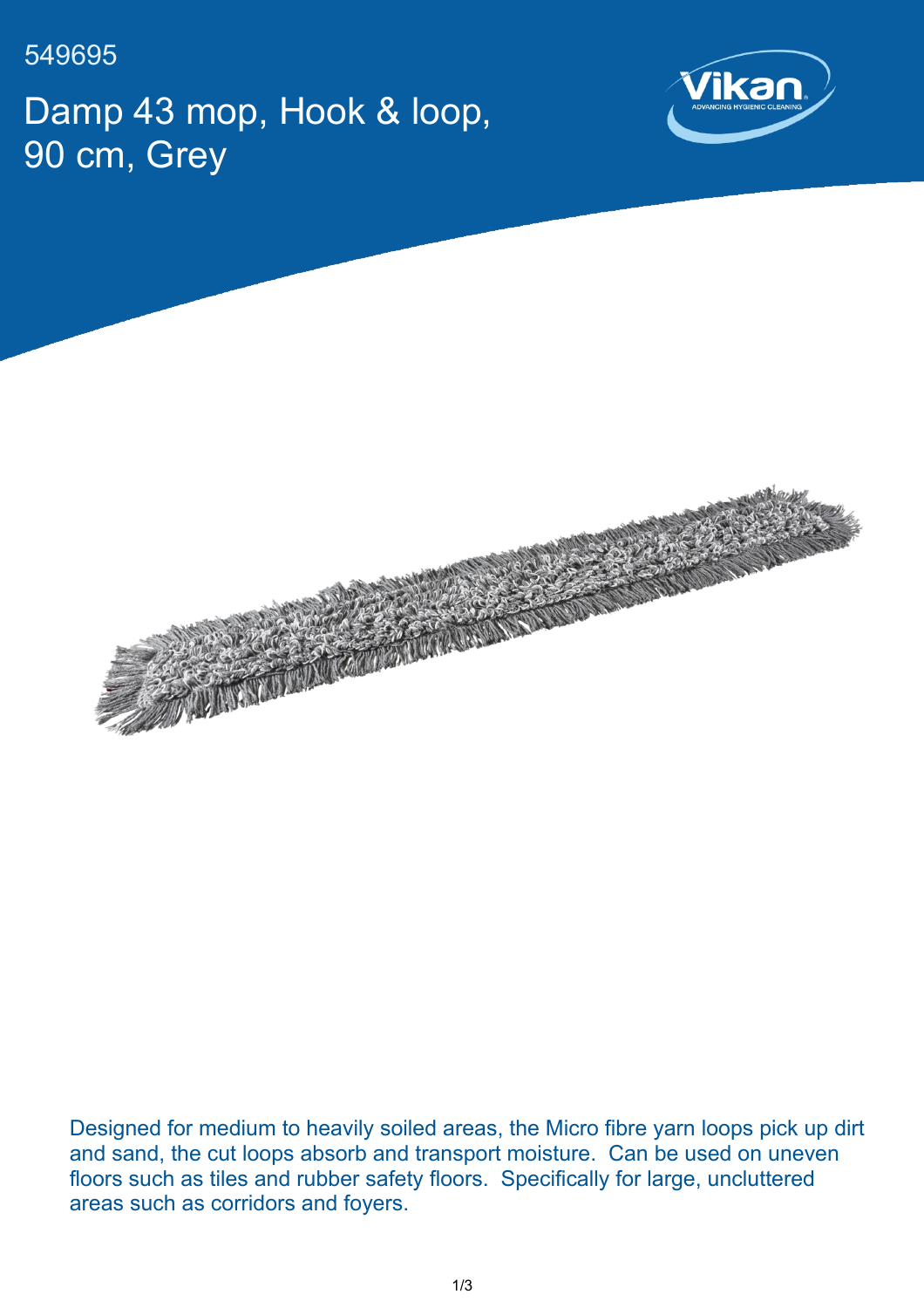549695

# Damp 43 mop, Hook & loop, 90 cm, Grey

Designed for medium to heavily soiled areas, the Micro fibre yarn loops pick up dirt and sand, the cut loops absorb and transport moisture. Can be used on uneven floors such as tiles and rubber safety floors. Specifically for large, uncluttered areas such as corridors and foyers.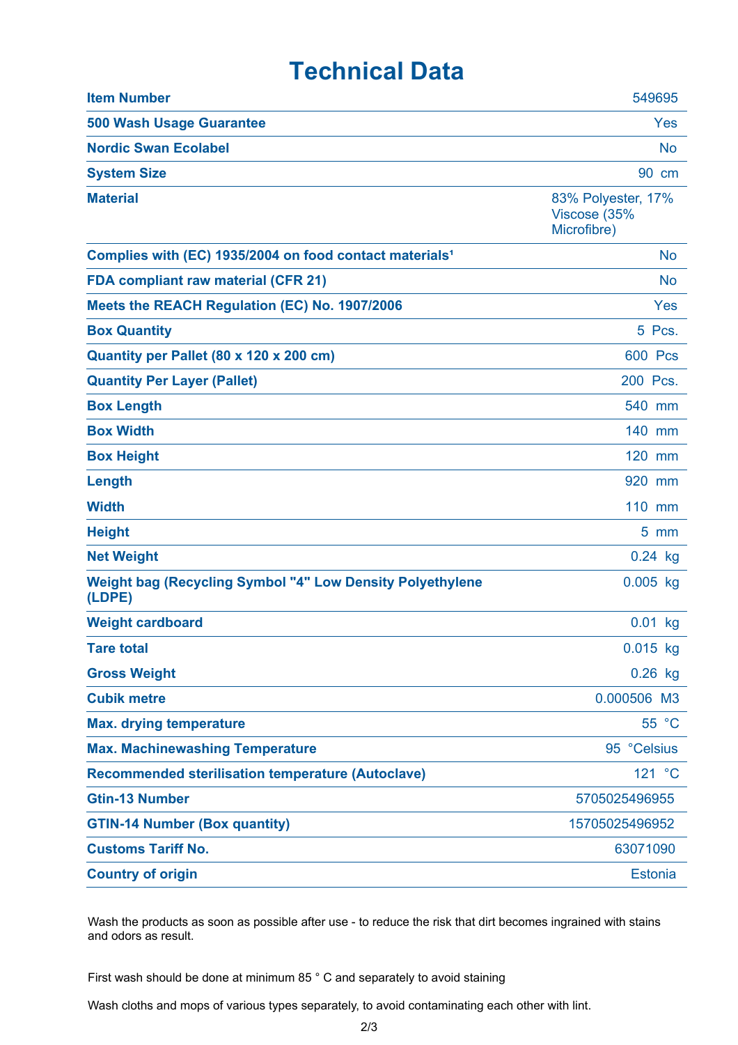# Technical Data

| | |
|---|---|
| **Item Number** | 549695 |
| **500 Wash Usage Guarantee** | Yes |
| **Nordic Swan Ecolabel** | No |
| **System Size** | 90 cm |
| **Material** | 83% Polyester, 17% Viscose (35% Microfibre) |
| **Complies with (EC) 1935/2004 on food contact materials[1]** | No |
| **FDA compliant raw material (CFR 21)** | No |
| **Meets the REACH Regulation (EC) No. 1907/2006** | Yes |
| **Box Quantity** | 5 Pcs. |
| **Quantity per Pallet (80 x 120 x 200 cm)** | 600 Pcs |
| **Quantity Per Layer (Pallet)** | 200 Pcs. |
| **Box Length** | 540 mm |
| **Box Width** | 140 mm |
| **Box Height** | 120 mm |
| **Length** | 920 mm |
| **Width** | 110 mm |
| **Height** | 5 mm |
| **Net Weight** | 0.24 kg |
| **Weight bag (Recycling Symbol "4" Low Density Polyethylene (LDPE)** | 0.005 kg |
| **Weight cardboard** | 0.01 kg |
| **Tare total** | 0.015 kg |
| **Gross Weight** | 0.26 kg |
| **Cubik metre** | 0.000506 M3 |
| **Max. drying temperature** | 55 °C |
| **Max. Machinewashing Temperature** | 95 °Celsius |
| **Recommended sterilisation temperature (Autoclave)** | 121 °C |
| **Gtin-13 Number** | 5705025496955 |
| **GTIN-14 Number (Box quantity)** | 15705025496952 |
| **Customs Tariff No.** | 63071090 |
| **Country of origin** | Estonia |

Wash the products as soon as possible after use - to reduce the risk that dirt becomes ingrained with stains and odors as result.

First wash should be done at minimum 85 ° C and separately to avoid staining

Wash cloths and mops of various types separately, to avoid contaminating each other with lint.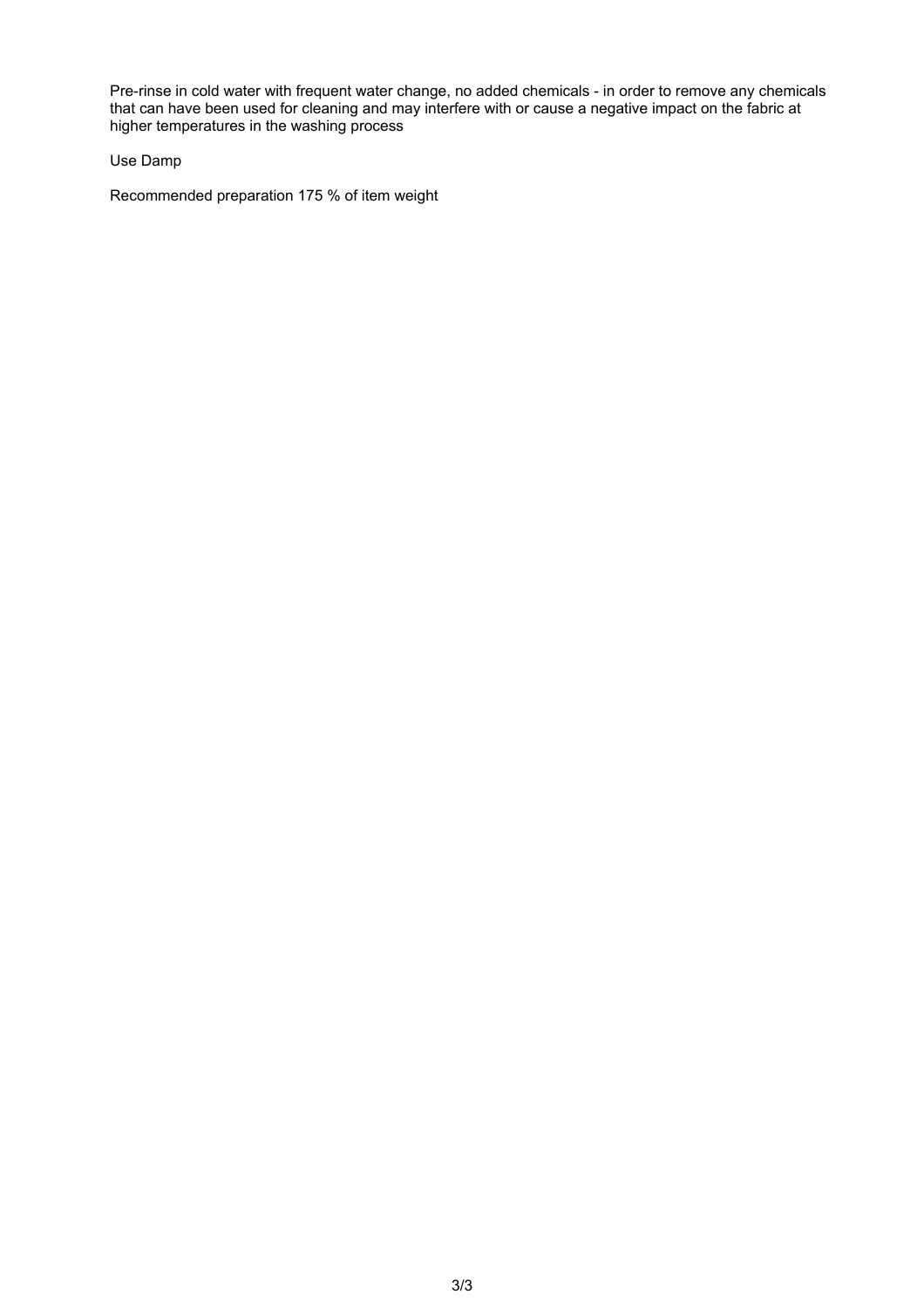Pre-rinse in cold water with frequent water change, no added chemicals - in order to remove any chemicals that can have been used for cleaning and may interfere with or cause a negative impact on the fabric at higher temperatures in the washing process

Use Damp

Recommended preparation 175 % of item weight